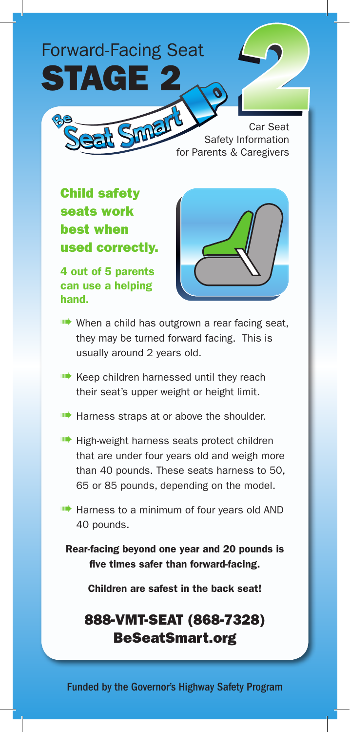# Forward-Facing Seat STAGE 2

Be Seat Smart

Car Seat Safety Information for Parents & Caregivers

## Child safety seats work best when used correctly.

**4 out of 5 parents can use a helping hand.**

- When a child has outgrown a rear facing seat, they may be turned forward facing. This is usually around 2 years old.
- Keep children harnessed until they reach their seat's upper weight or height limit.
- Harness straps at or above the shoulder.
- High-weight harness seats protect children that are under four years old and weigh more than 40 pounds. These seats harness to 50, 65 or 85 pounds, depending on the model.
- Harness to a minimum of four years old AND 40 pounds.

**Rear-facing beyond one year and 20 pounds is five times safer than forward-facing.**

**Children are safest in the back seat!**

## 888-VMT-SEAT (868-7328)
## BeSeatSmart.org

**Funded by the Governor's Highway Safety Program**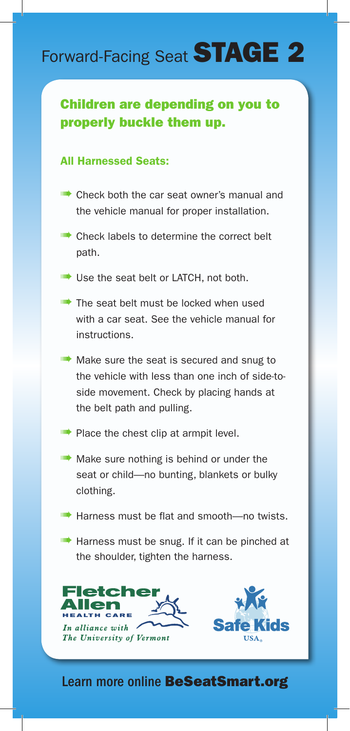# Forward-Facing Seat **STAGE 2**

## Children are depending on you to properly buckle them up.

### All Harnessed Seats:

- Check both the car seat owner's manual and the vehicle manual for proper installation.
- Check labels to determine the correct belt path.
- Use the seat belt or LATCH, not both.
- The seat belt must be locked when used with a car seat. See the vehicle manual for instructions.
- Make sure the seat is secured and snug to the vehicle with less than one inch of side-to-side movement. Check by placing hands at the belt path and pulling.
- Place the chest clip at armpit level.
- Make sure nothing is behind or under the seat or child—no bunting, blankets or bulky clothing.
- Harness must be flat and smooth—no twists.
- Harness must be snug. If it can be pinched at the shoulder, tighten the harness.

Fletcher Allen HEALTH CARE
*In alliance with The University of Vermont*

Safe Kids USA

**Learn more online BeSeatSmart.org**